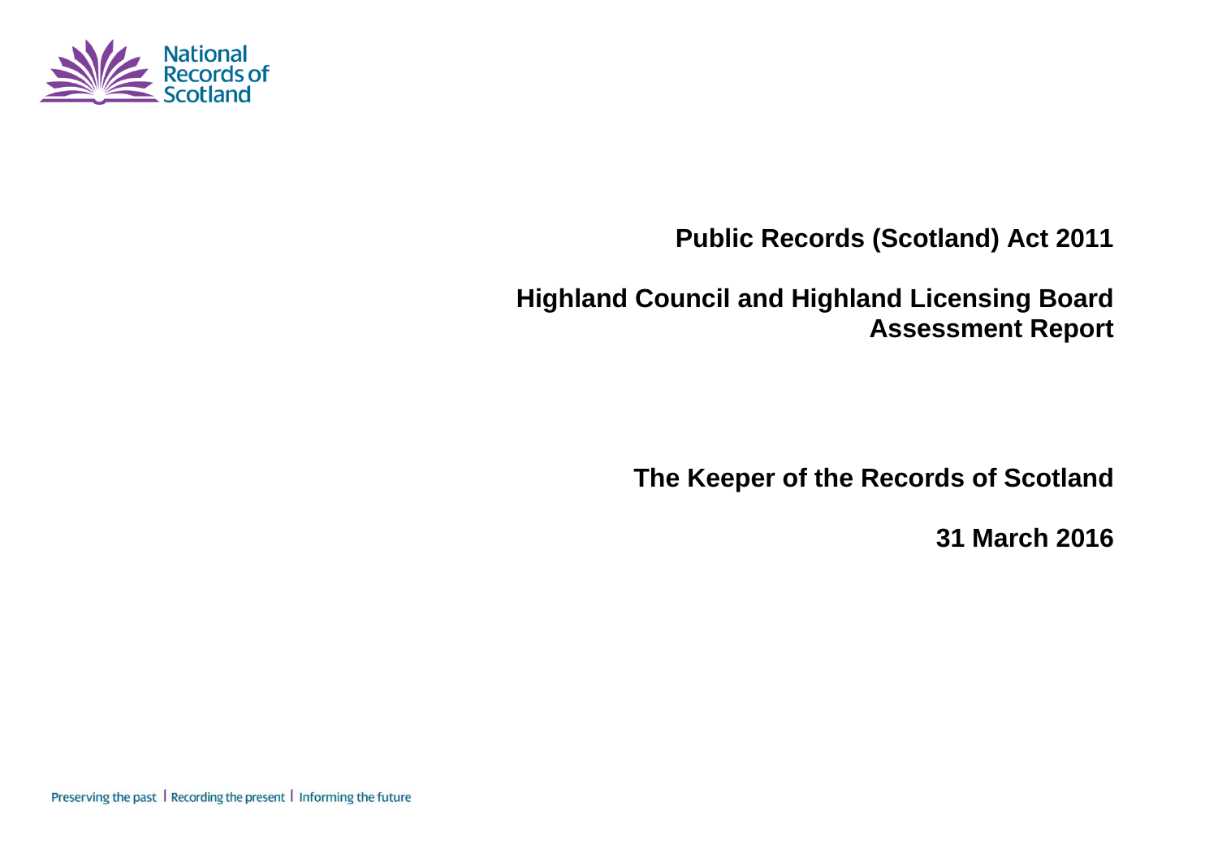National Records of Scotland

# Public Records (Scotland) Act 2011

# Highland Council and Highland Licensing Board Assessment Report

**The Keeper of the Records of Scotland**

**31 March 2016**

Preserving the past | Recording the present | Informing the future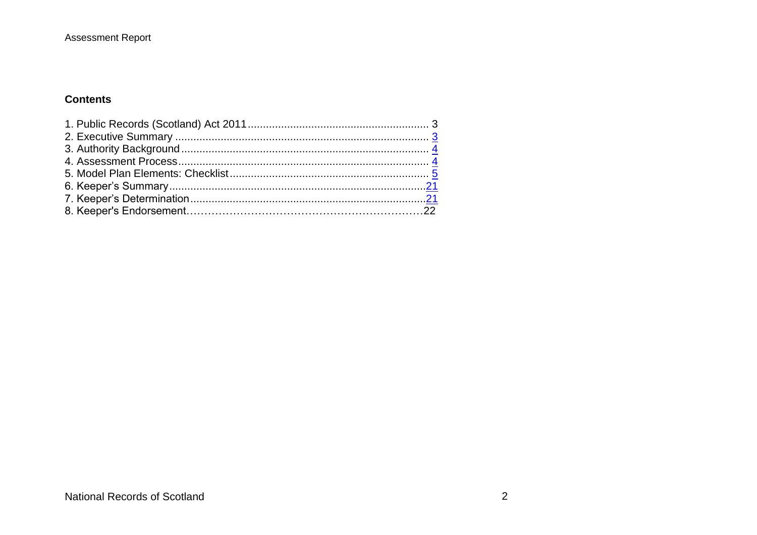## Contents

1. Public Records (Scotland) Act 2011 ........................................................... 3
2. Executive Summary .................................................................................. 3
3. Authority Background ................................................................................ 4
4. Assessment Process ................................................................................. 4
5. Model Plan Elements: Checklist ................................................................. 5
6. Keeper's Summary ....................................................................................21
7. Keeper's Determination .............................................................................21
8. Keeper's Endorsement……………………………………………………22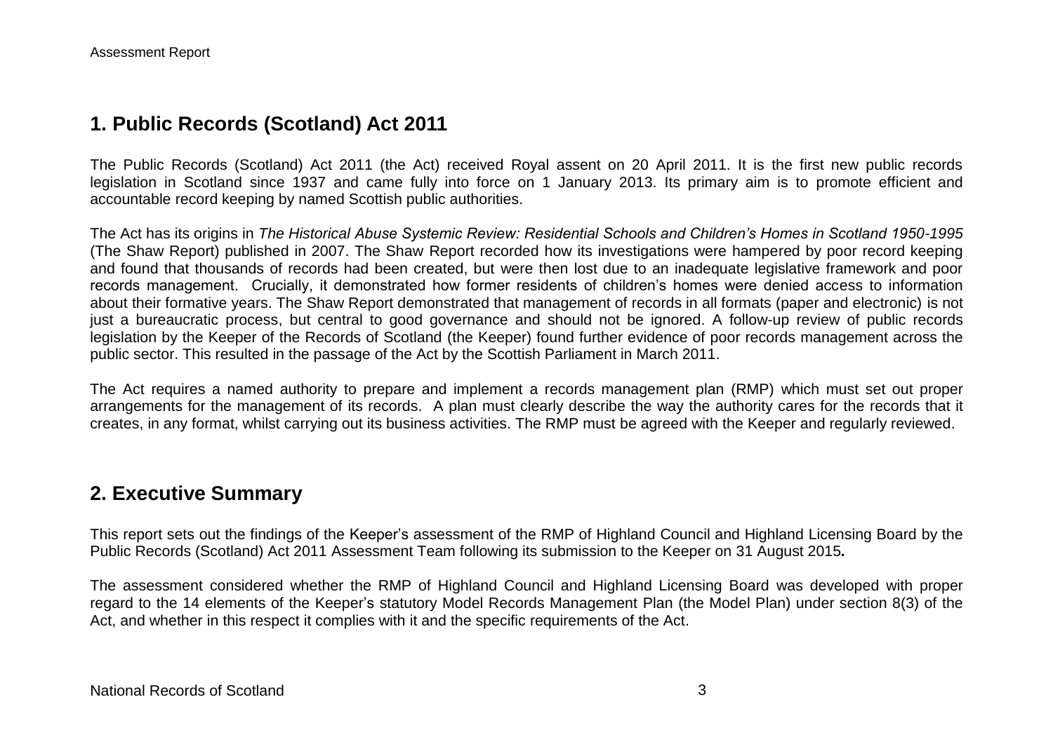## 1. Public Records (Scotland) Act 2011

The Public Records (Scotland) Act 2011 (the Act) received Royal assent on 20 April 2011. It is the first new public records legislation in Scotland since 1937 and came fully into force on 1 January 2013. Its primary aim is to promote efficient and accountable record keeping by named Scottish public authorities.

The Act has its origins in *The Historical Abuse Systemic Review: Residential Schools and Children's Homes in Scotland 1950-1995* (The Shaw Report) published in 2007. The Shaw Report recorded how its investigations were hampered by poor record keeping and found that thousands of records had been created, but were then lost due to an inadequate legislative framework and poor records management. Crucially, it demonstrated how former residents of children's homes were denied access to information about their formative years. The Shaw Report demonstrated that management of records in all formats (paper and electronic) is not just a bureaucratic process, but central to good governance and should not be ignored. A follow-up review of public records legislation by the Keeper of the Records of Scotland (the Keeper) found further evidence of poor records management across the public sector. This resulted in the passage of the Act by the Scottish Parliament in March 2011.

The Act requires a named authority to prepare and implement a records management plan (RMP) which must set out proper arrangements for the management of its records. A plan must clearly describe the way the authority cares for the records that it creates, in any format, whilst carrying out its business activities. The RMP must be agreed with the Keeper and regularly reviewed.

## 2. Executive Summary

This report sets out the findings of the Keeper's assessment of the RMP of Highland Council and Highland Licensing Board by the Public Records (Scotland) Act 2011 Assessment Team following its submission to the Keeper on 31 August 2015**.**

The assessment considered whether the RMP of Highland Council and Highland Licensing Board was developed with proper regard to the 14 elements of the Keeper's statutory Model Records Management Plan (the Model Plan) under section 8(3) of the Act, and whether in this respect it complies with it and the specific requirements of the Act.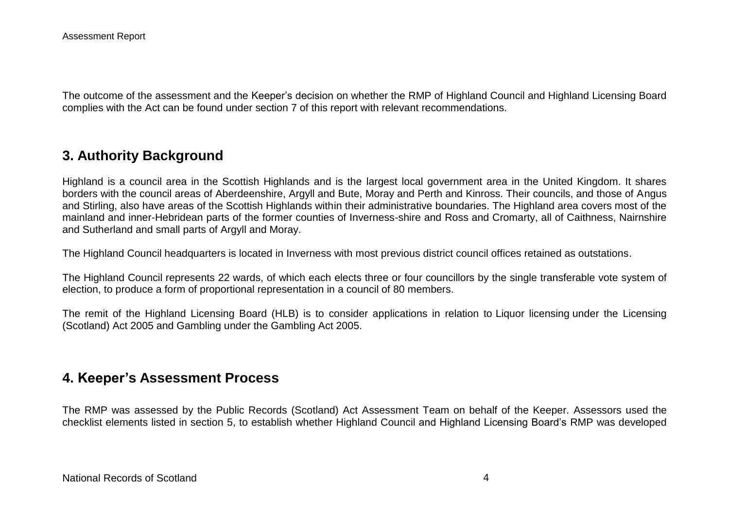The outcome of the assessment and the Keeper's decision on whether the RMP of Highland Council and Highland Licensing Board complies with the Act can be found under section 7 of this report with relevant recommendations.

## 3. Authority Background

Highland is a council area in the Scottish Highlands and is the largest local government area in the United Kingdom. It shares borders with the council areas of Aberdeenshire, Argyll and Bute, Moray and Perth and Kinross. Their councils, and those of Angus and Stirling, also have areas of the Scottish Highlands within their administrative boundaries. The Highland area covers most of the mainland and inner-Hebridean parts of the former counties of Inverness-shire and Ross and Cromarty, all of Caithness, Nairnshire and Sutherland and small parts of Argyll and Moray.

The Highland Council headquarters is located in Inverness with most previous district council offices retained as outstations.

The Highland Council represents 22 wards, of which each elects three or four councillors by the single transferable vote system of election, to produce a form of proportional representation in a council of 80 members.

The remit of the Highland Licensing Board (HLB) is to consider applications in relation to Liquor licensing under the Licensing (Scotland) Act 2005 and Gambling under the Gambling Act 2005.

## 4. Keeper's Assessment Process

The RMP was assessed by the Public Records (Scotland) Act Assessment Team on behalf of the Keeper. Assessors used the checklist elements listed in section 5, to establish whether Highland Council and Highland Licensing Board's RMP was developed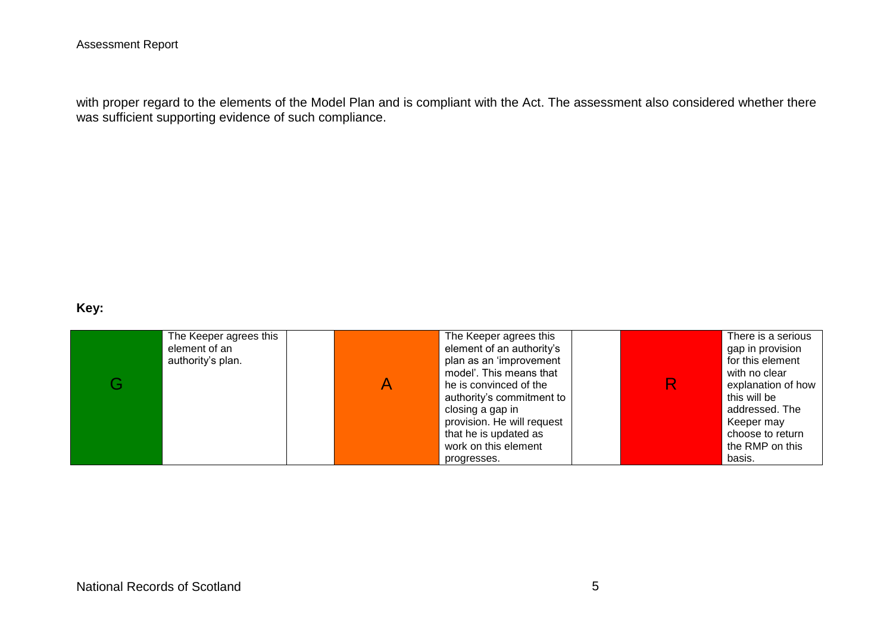with proper regard to the elements of the Model Plan and is compliant with the Act. The assessment also considered whether there was sufficient supporting evidence of such compliance.

**Key:**

| G | The Keeper agrees this element of an authority's plan. | | A | The Keeper agrees this element of an authority's plan as an 'improvement model'. This means that he is convinced of the authority's commitment to closing a gap in provision. He will request that he is updated as work on this element progresses. | | R | There is a serious gap in provision for this element with no clear explanation of how this will be addressed. The Keeper may choose to return the RMP on this basis. |
|---|---|---|---|---|---|---|---|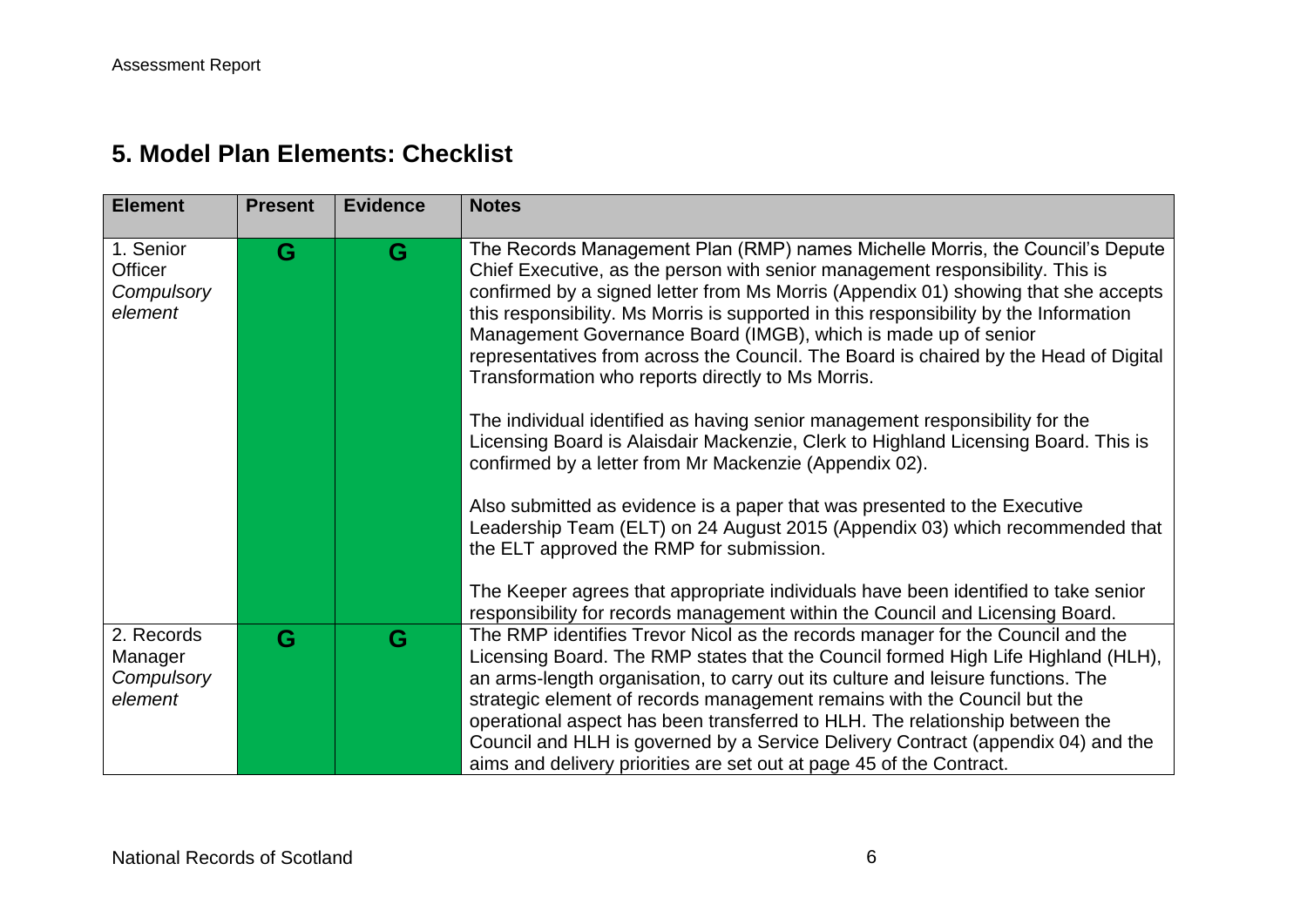## 5. Model Plan Elements: Checklist

| Element | Present | Evidence | Notes |
|---|---|---|---|
| 1. Senior Officer *Compulsory element* | G | G | The Records Management Plan (RMP) names Michelle Morris, the Council's Depute Chief Executive, as the person with senior management responsibility. This is confirmed by a signed letter from Ms Morris (Appendix 01) showing that she accepts this responsibility. Ms Morris is supported in this responsibility by the Information Management Governance Board (IMGB), which is made up of senior representatives from across the Council. The Board is chaired by the Head of Digital Transformation who reports directly to Ms Morris.<br><br>The individual identified as having senior management responsibility for the Licensing Board is Alaisdair Mackenzie, Clerk to Highland Licensing Board. This is confirmed by a letter from Mr Mackenzie (Appendix 02).<br><br>Also submitted as evidence is a paper that was presented to the Executive Leadership Team (ELT) on 24 August 2015 (Appendix 03) which recommended that the ELT approved the RMP for submission.<br><br>The Keeper agrees that appropriate individuals have been identified to take senior responsibility for records management within the Council and Licensing Board. |
| 2. Records Manager *Compulsory element* | G | G | The RMP identifies Trevor Nicol as the records manager for the Council and the Licensing Board. The RMP states that the Council formed High Life Highland (HLH), an arms-length organisation, to carry out its culture and leisure functions. The strategic element of records management remains with the Council but the operational aspect has been transferred to HLH. The relationship between the Council and HLH is governed by a Service Delivery Contract (appendix 04) and the aims and delivery priorities are set out at page 45 of the Contract. |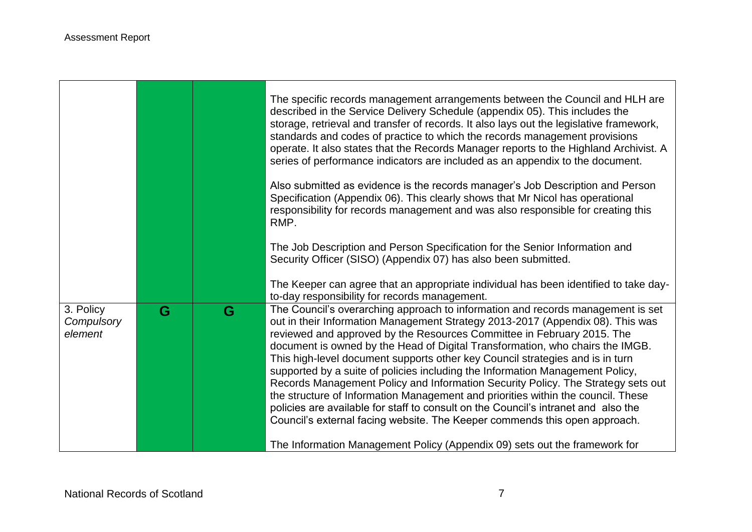| | | | |
|---|---|---|---|
| | | | The specific records management arrangements between the Council and HLH are described in the Service Delivery Schedule (appendix 05). This includes the storage, retrieval and transfer of records. It also lays out the legislative framework, standards and codes of practice to which the records management provisions operate. It also states that the Records Manager reports to the Highland Archivist. A series of performance indicators are included as an appendix to the document.<br><br>Also submitted as evidence is the records manager's Job Description and Person Specification (Appendix 06). This clearly shows that Mr Nicol has operational responsibility for records management and was also responsible for creating this RMP.<br><br>The Job Description and Person Specification for the Senior Information and Security Officer (SISO) (Appendix 07) has also been submitted.<br><br>The Keeper can agree that an appropriate individual has been identified to take day-to-day responsibility for records management. |
| 3. Policy *Compulsory element* | G | G | The Council's overarching approach to information and records management is set out in their Information Management Strategy 2013-2017 (Appendix 08). This was reviewed and approved by the Resources Committee in February 2015. The document is owned by the Head of Digital Transformation, who chairs the IMGB. This high-level document supports other key Council strategies and is in turn supported by a suite of policies including the Information Management Policy, Records Management Policy and Information Security Policy. The Strategy sets out the structure of Information Management and priorities within the council. These policies are available for staff to consult on the Council's intranet and also the Council's external facing website. The Keeper commends this open approach.<br><br>The Information Management Policy (Appendix 09) sets out the framework for |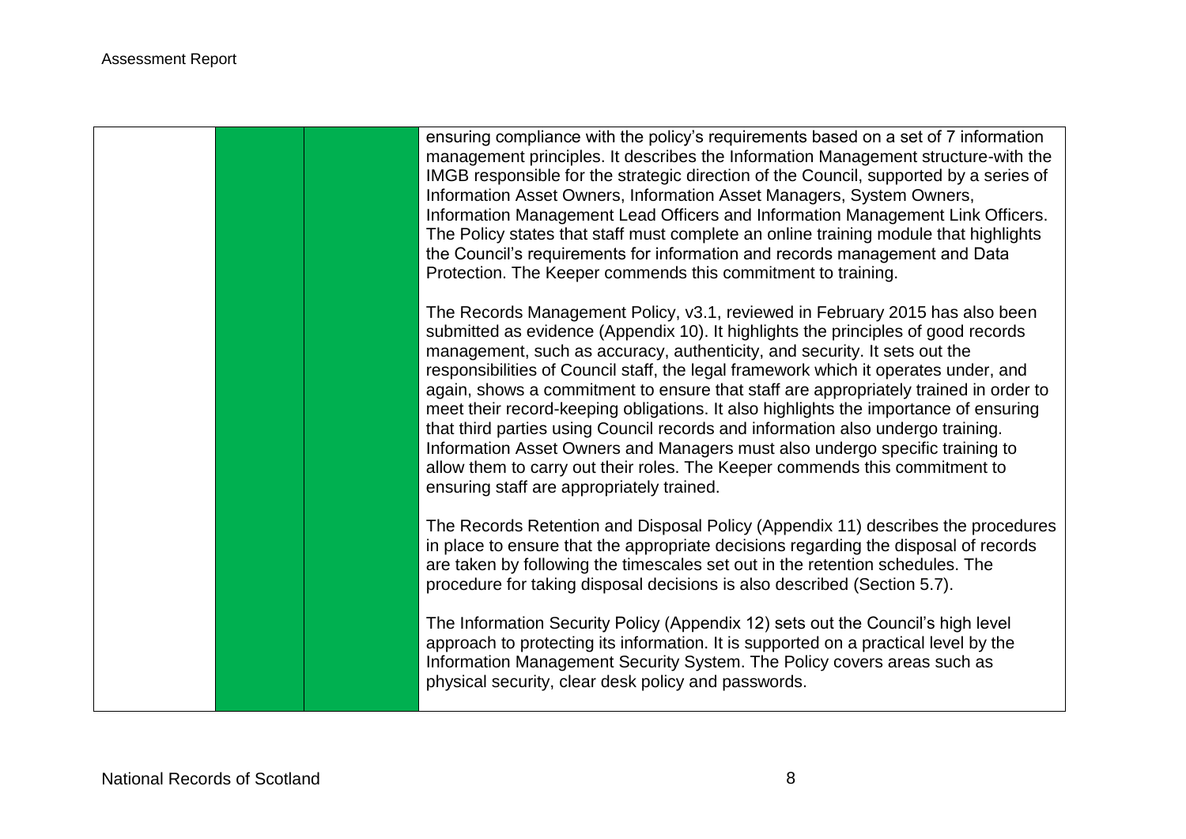| | | | |
|---|---|---|---|
| | | | ensuring compliance with the policy's requirements based on a set of 7 information management principles. It describes the Information Management structure-with the IMGB responsible for the strategic direction of the Council, supported by a series of Information Asset Owners, Information Asset Managers, System Owners, Information Management Lead Officers and Information Management Link Officers. The Policy states that staff must complete an online training module that highlights the Council's requirements for information and records management and Data Protection. The Keeper commends this commitment to training.<br><br>The Records Management Policy, v3.1, reviewed in February 2015 has also been submitted as evidence (Appendix 10). It highlights the principles of good records management, such as accuracy, authenticity, and security. It sets out the responsibilities of Council staff, the legal framework which it operates under, and again, shows a commitment to ensure that staff are appropriately trained in order to meet their record-keeping obligations. It also highlights the importance of ensuring that third parties using Council records and information also undergo training. Information Asset Owners and Managers must also undergo specific training to allow them to carry out their roles. The Keeper commends this commitment to ensuring staff are appropriately trained.<br><br>The Records Retention and Disposal Policy (Appendix 11) describes the procedures in place to ensure that the appropriate decisions regarding the disposal of records are taken by following the timescales set out in the retention schedules. The procedure for taking disposal decisions is also described (Section 5.7).<br><br>The Information Security Policy (Appendix 12) sets out the Council's high level approach to protecting its information. It is supported on a practical level by the Information Management Security System. The Policy covers areas such as physical security, clear desk policy and passwords. |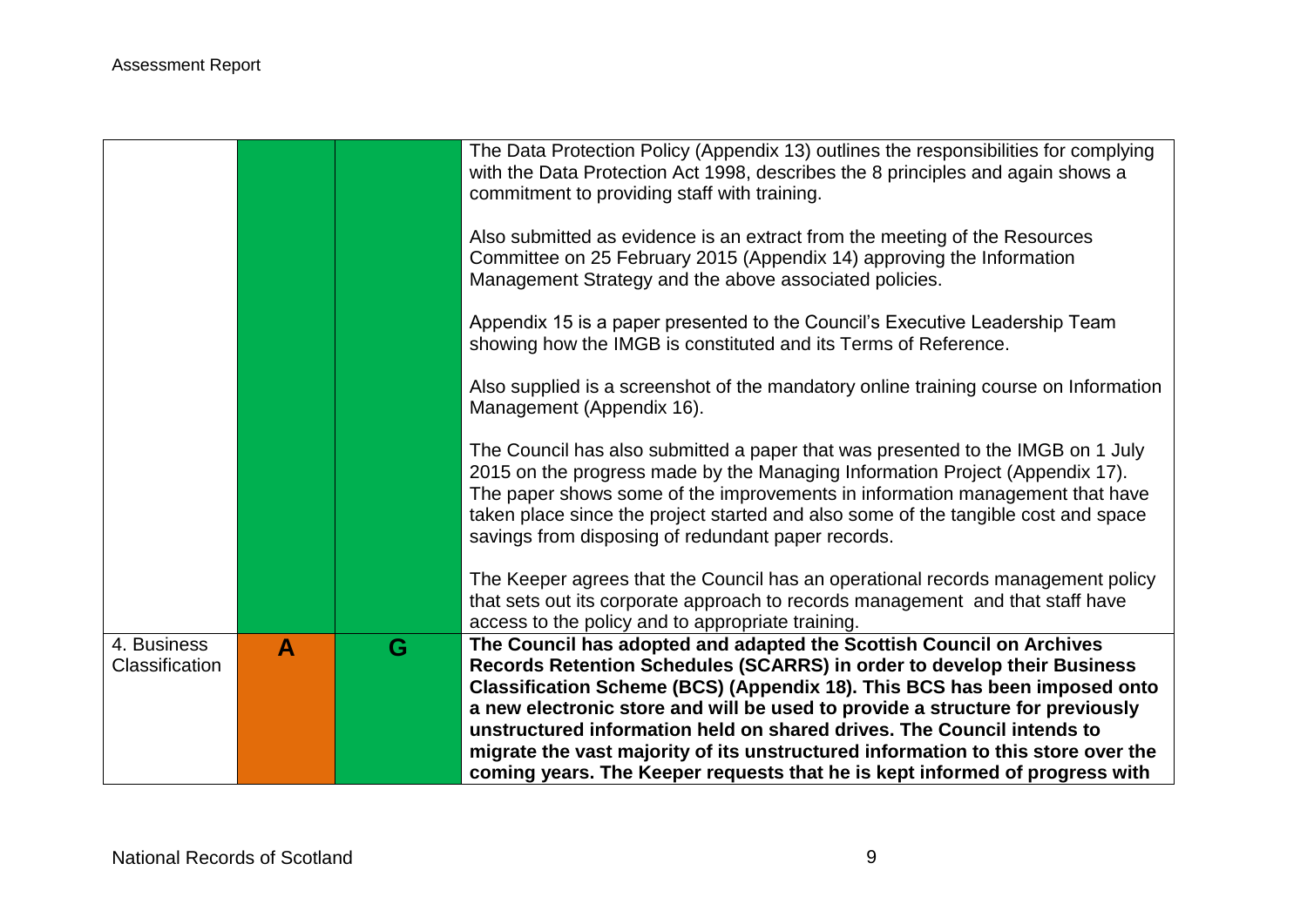| | | | |
|---|---|---|---|
| | | | The Data Protection Policy (Appendix 13) outlines the responsibilities for complying with the Data Protection Act 1998, describes the 8 principles and again shows a commitment to providing staff with training.<br><br>Also submitted as evidence is an extract from the meeting of the Resources Committee on 25 February 2015 (Appendix 14) approving the Information Management Strategy and the above associated policies.<br><br>Appendix 15 is a paper presented to the Council's Executive Leadership Team showing how the IMGB is constituted and its Terms of Reference.<br><br>Also supplied is a screenshot of the mandatory online training course on Information Management (Appendix 16).<br><br>The Council has also submitted a paper that was presented to the IMGB on 1 July 2015 on the progress made by the Managing Information Project (Appendix 17). The paper shows some of the improvements in information management that have taken place since the project started and also some of the tangible cost and space savings from disposing of redundant paper records.<br><br>The Keeper agrees that the Council has an operational records management policy that sets out its corporate approach to records management and that staff have access to the policy and to appropriate training. |
| 4. Business Classification | **A** | **G** | **The Council has adopted and adapted the Scottish Council on Archives Records Retention Schedules (SCARRS) in order to develop their Business Classification Scheme (BCS) (Appendix 18). This BCS has been imposed onto a new electronic store and will be used to provide a structure for previously unstructured information held on shared drives. The Council intends to migrate the vast majority of its unstructured information to this store over the coming years. The Keeper requests that he is kept informed of progress with** |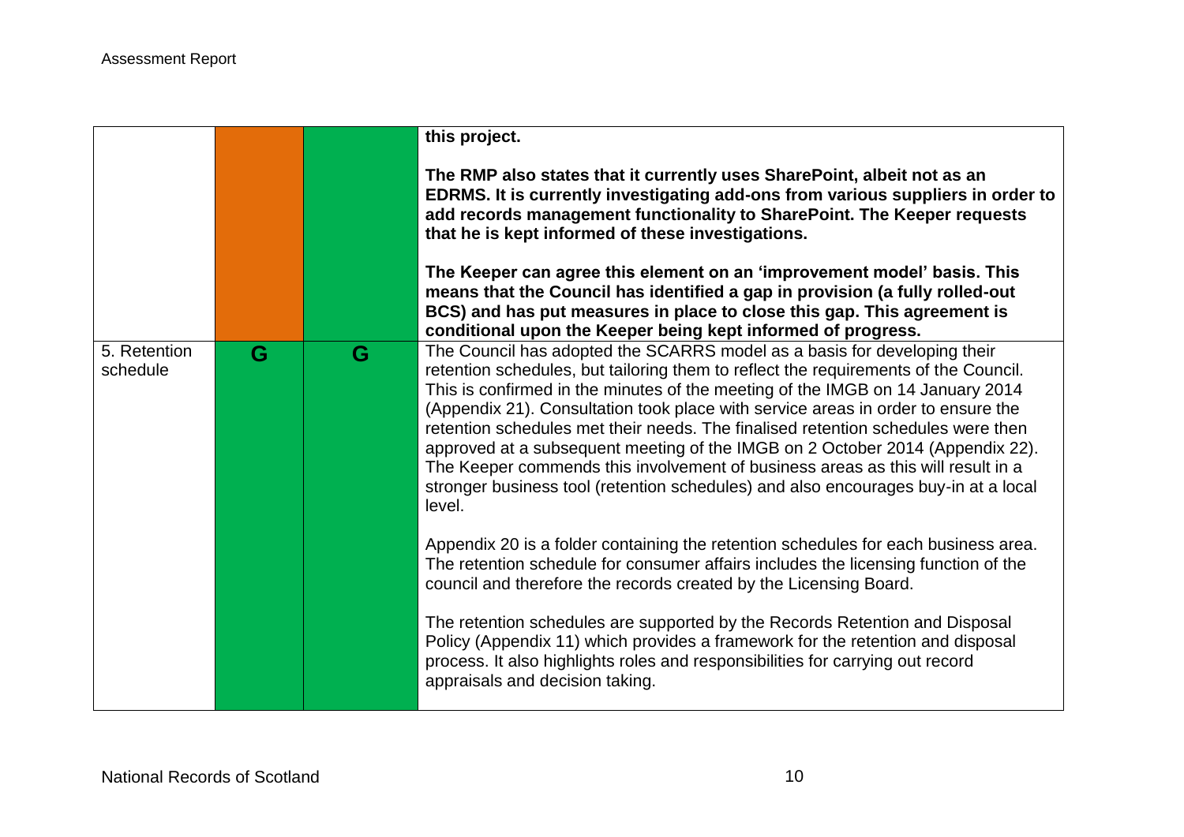| | | | |
|---|---|---|---|
| | | | **this project.**<br><br>**The RMP also states that it currently uses SharePoint, albeit not as an EDRMS. It is currently investigating add-ons from various suppliers in order to add records management functionality to SharePoint. The Keeper requests that he is kept informed of these investigations.**<br><br>**The Keeper can agree this element on an 'improvement model' basis. This means that the Council has identified a gap in provision (a fully rolled-out BCS) and has put measures in place to close this gap. This agreement is conditional upon the Keeper being kept informed of progress.** |
| 5. Retention schedule | G | G | The Council has adopted the SCARRS model as a basis for developing their retention schedules, but tailoring them to reflect the requirements of the Council. This is confirmed in the minutes of the meeting of the IMGB on 14 January 2014 (Appendix 21). Consultation took place with service areas in order to ensure the retention schedules met their needs. The finalised retention schedules were then approved at a subsequent meeting of the IMGB on 2 October 2014 (Appendix 22). The Keeper commends this involvement of business areas as this will result in a stronger business tool (retention schedules) and also encourages buy-in at a local level.<br><br>Appendix 20 is a folder containing the retention schedules for each business area. The retention schedule for consumer affairs includes the licensing function of the council and therefore the records created by the Licensing Board.<br><br>The retention schedules are supported by the Records Retention and Disposal Policy (Appendix 11) which provides a framework for the retention and disposal process. It also highlights roles and responsibilities for carrying out record appraisals and decision taking. |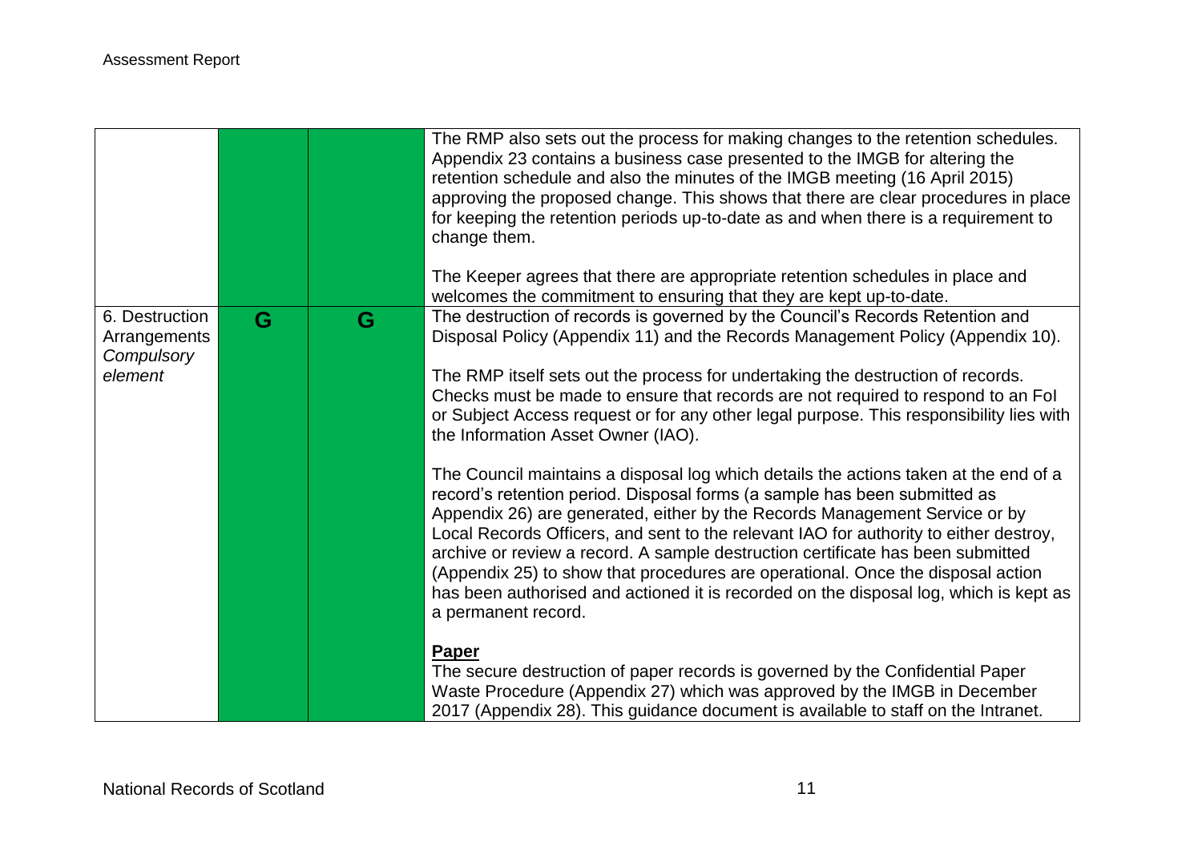|  |  |  |  |
|---|---|---|---|
|  |  |  | The RMP also sets out the process for making changes to the retention schedules. Appendix 23 contains a business case presented to the IMGB for altering the retention schedule and also the minutes of the IMGB meeting (16 April 2015) approving the proposed change. This shows that there are clear procedures in place for keeping the retention periods up-to-date as and when there is a requirement to change them.<br><br>The Keeper agrees that there are appropriate retention schedules in place and welcomes the commitment to ensuring that they are kept up-to-date. |
| 6. Destruction Arrangements *Compulsory element* | G | G | The destruction of records is governed by the Council's Records Retention and Disposal Policy (Appendix 11) and the Records Management Policy (Appendix 10).<br><br>The RMP itself sets out the process for undertaking the destruction of records. Checks must be made to ensure that records are not required to respond to an FoI or Subject Access request or for any other legal purpose. This responsibility lies with the Information Asset Owner (IAO).<br><br>The Council maintains a disposal log which details the actions taken at the end of a record's retention period. Disposal forms (a sample has been submitted as Appendix 26) are generated, either by the Records Management Service or by Local Records Officers, and sent to the relevant IAO for authority to either destroy, archive or review a record. A sample destruction certificate has been submitted (Appendix 25) to show that procedures are operational. Once the disposal action has been authorised and actioned it is recorded on the disposal log, which is kept as a permanent record.<br><br>**<u>Paper</u>**<br>The secure destruction of paper records is governed by the Confidential Paper Waste Procedure (Appendix 27) which was approved by the IMGB in December 2017 (Appendix 28). This guidance document is available to staff on the Intranet. |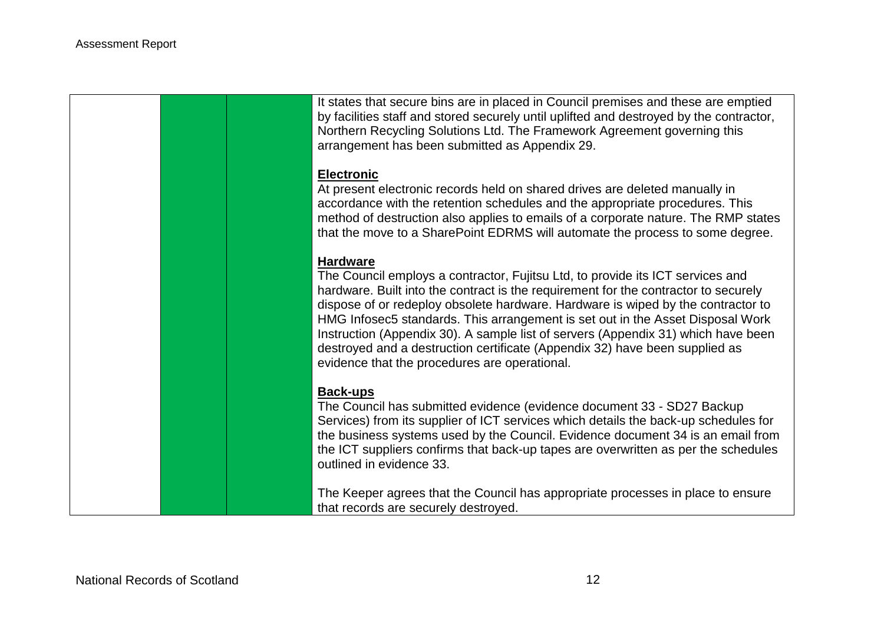| | | | |
|---|---|---|---|
| | | | It states that secure bins are in placed in Council premises and these are emptied by facilities staff and stored securely until uplifted and destroyed by the contractor, Northern Recycling Solutions Ltd. The Framework Agreement governing this arrangement has been submitted as Appendix 29.<br><br>**Electronic**<br>At present electronic records held on shared drives are deleted manually in accordance with the retention schedules and the appropriate procedures. This method of destruction also applies to emails of a corporate nature. The RMP states that the move to a SharePoint EDRMS will automate the process to some degree.<br><br>**Hardware**<br>The Council employs a contractor, Fujitsu Ltd, to provide its ICT services and hardware. Built into the contract is the requirement for the contractor to securely dispose of or redeploy obsolete hardware. Hardware is wiped by the contractor to HMG Infosec5 standards. This arrangement is set out in the Asset Disposal Work Instruction (Appendix 30). A sample list of servers (Appendix 31) which have been destroyed and a destruction certificate (Appendix 32) have been supplied as evidence that the procedures are operational.<br><br>**Back-ups**<br>The Council has submitted evidence (evidence document 33 - SD27 Backup Services) from its supplier of ICT services which details the back-up schedules for the business systems used by the Council. Evidence document 34 is an email from the ICT suppliers confirms that back-up tapes are overwritten as per the schedules outlined in evidence 33.<br><br>The Keeper agrees that the Council has appropriate processes in place to ensure that records are securely destroyed. |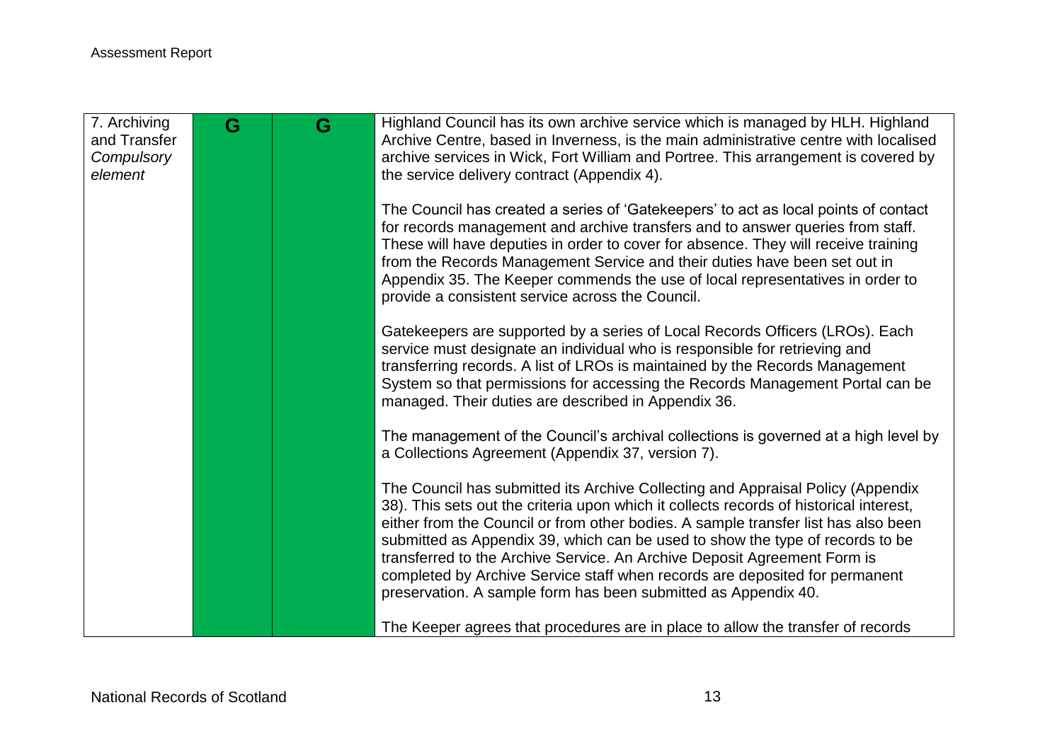| | | | |
|---|---|---|---|
| 7. Archiving and Transfer *Compulsory element* | G | G | Highland Council has its own archive service which is managed by HLH. Highland Archive Centre, based in Inverness, is the main administrative centre with localised archive services in Wick, Fort William and Portree. This arrangement is covered by the service delivery contract (Appendix 4).<br><br>The Council has created a series of 'Gatekeepers' to act as local points of contact for records management and archive transfers and to answer queries from staff. These will have deputies in order to cover for absence. They will receive training from the Records Management Service and their duties have been set out in Appendix 35. The Keeper commends the use of local representatives in order to provide a consistent service across the Council.<br><br>Gatekeepers are supported by a series of Local Records Officers (LROs). Each service must designate an individual who is responsible for retrieving and transferring records. A list of LROs is maintained by the Records Management System so that permissions for accessing the Records Management Portal can be managed. Their duties are described in Appendix 36.<br><br>The management of the Council's archival collections is governed at a high level by a Collections Agreement (Appendix 37, version 7).<br><br>The Council has submitted its Archive Collecting and Appraisal Policy (Appendix 38). This sets out the criteria upon which it collects records of historical interest, either from the Council or from other bodies. A sample transfer list has also been submitted as Appendix 39, which can be used to show the type of records to be transferred to the Archive Service. An Archive Deposit Agreement Form is completed by Archive Service staff when records are deposited for permanent preservation. A sample form has been submitted as Appendix 40.<br><br>The Keeper agrees that procedures are in place to allow the transfer of records |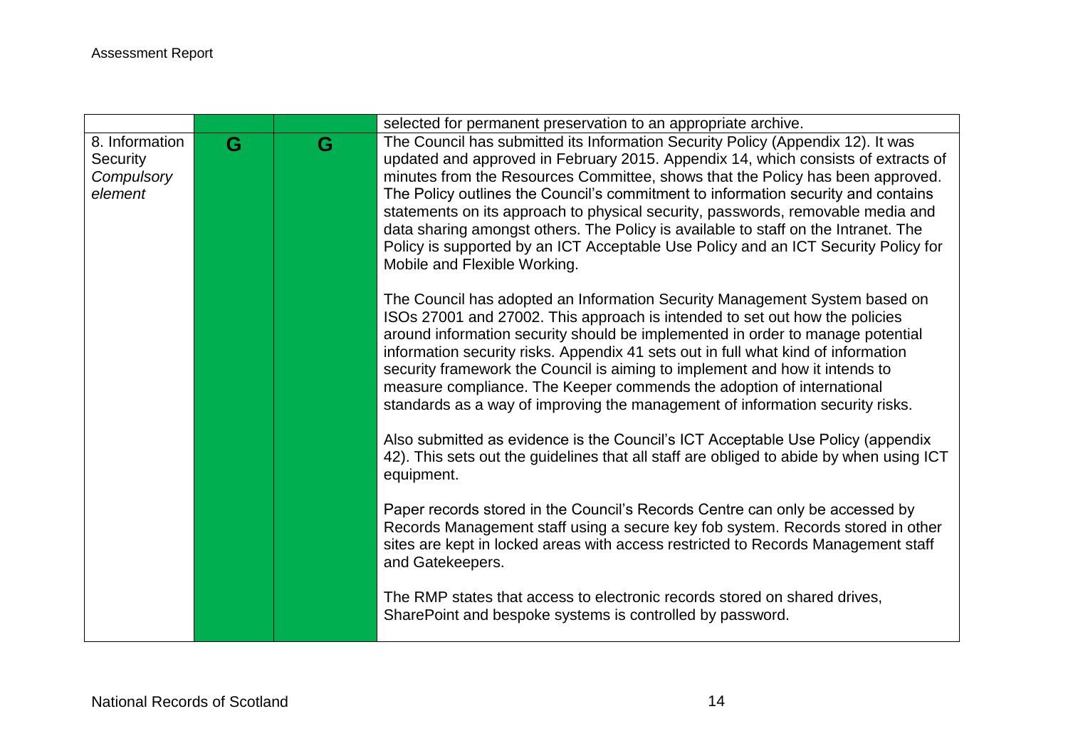| | | | |
|---|---|---|---|
| | | | selected for permanent preservation to an appropriate archive. |
| 8. Information Security *Compulsory element* | G | G | The Council has submitted its Information Security Policy (Appendix 12). It was updated and approved in February 2015. Appendix 14, which consists of extracts of minutes from the Resources Committee, shows that the Policy has been approved. The Policy outlines the Council's commitment to information security and contains statements on its approach to physical security, passwords, removable media and data sharing amongst others. The Policy is available to staff on the Intranet. The Policy is supported by an ICT Acceptable Use Policy and an ICT Security Policy for Mobile and Flexible Working.<br><br>The Council has adopted an Information Security Management System based on ISOs 27001 and 27002. This approach is intended to set out how the policies around information security should be implemented in order to manage potential information security risks. Appendix 41 sets out in full what kind of information security framework the Council is aiming to implement and how it intends to measure compliance. The Keeper commends the adoption of international standards as a way of improving the management of information security risks.<br><br>Also submitted as evidence is the Council's ICT Acceptable Use Policy (appendix 42). This sets out the guidelines that all staff are obliged to abide by when using ICT equipment.<br><br>Paper records stored in the Council's Records Centre can only be accessed by Records Management staff using a secure key fob system. Records stored in other sites are kept in locked areas with access restricted to Records Management staff and Gatekeepers.<br><br>The RMP states that access to electronic records stored on shared drives, SharePoint and bespoke systems is controlled by password. |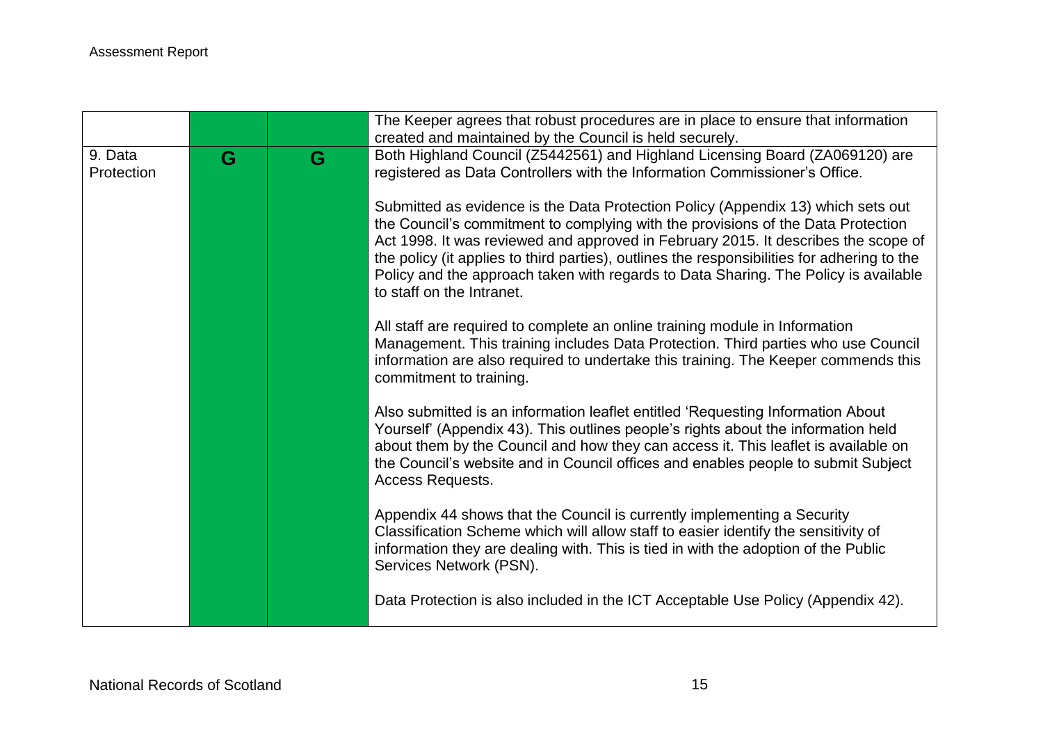| | | | |
|---|---|---|---|
| | | | The Keeper agrees that robust procedures are in place to ensure that information created and maintained by the Council is held securely. |
| 9. Data Protection | G | G | Both Highland Council (Z5442561) and Highland Licensing Board (ZA069120) are registered as Data Controllers with the Information Commissioner's Office.<br><br>Submitted as evidence is the Data Protection Policy (Appendix 13) which sets out the Council's commitment to complying with the provisions of the Data Protection Act 1998. It was reviewed and approved in February 2015. It describes the scope of the policy (it applies to third parties), outlines the responsibilities for adhering to the Policy and the approach taken with regards to Data Sharing. The Policy is available to staff on the Intranet.<br><br>All staff are required to complete an online training module in Information Management. This training includes Data Protection. Third parties who use Council information are also required to undertake this training. The Keeper commends this commitment to training.<br><br>Also submitted is an information leaflet entitled 'Requesting Information About Yourself' (Appendix 43). This outlines people's rights about the information held about them by the Council and how they can access it. This leaflet is available on the Council's website and in Council offices and enables people to submit Subject Access Requests.<br><br>Appendix 44 shows that the Council is currently implementing a Security Classification Scheme which will allow staff to easier identify the sensitivity of information they are dealing with. This is tied in with the adoption of the Public Services Network (PSN).<br><br>Data Protection is also included in the ICT Acceptable Use Policy (Appendix 42). |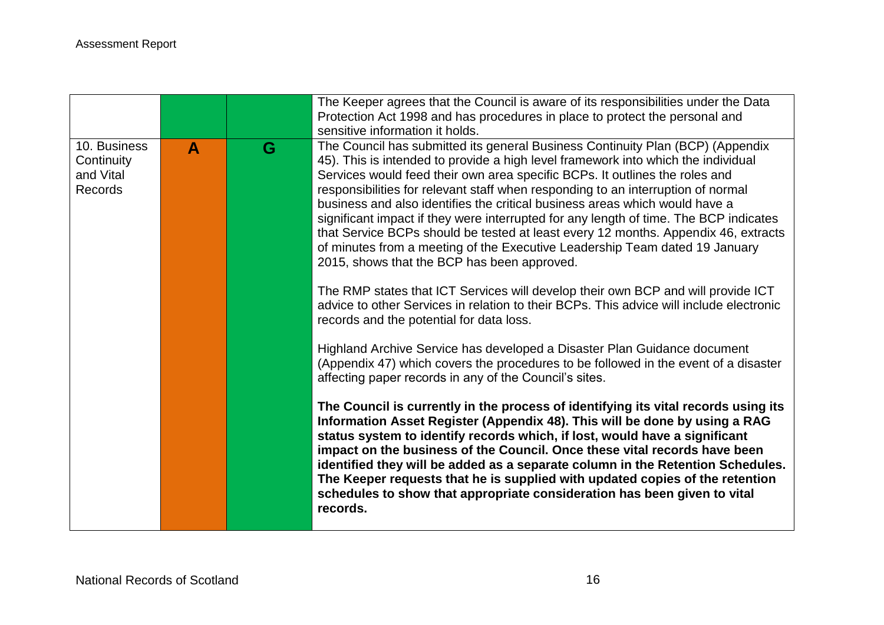| | | | |
|---|---|---|---|
| | | | The Keeper agrees that the Council is aware of its responsibilities under the Data Protection Act 1998 and has procedures in place to protect the personal and sensitive information it holds. |
| 10. Business Continuity and Vital Records | A | G | The Council has submitted its general Business Continuity Plan (BCP) (Appendix 45). This is intended to provide a high level framework into which the individual Services would feed their own area specific BCPs. It outlines the roles and responsibilities for relevant staff when responding to an interruption of normal business and also identifies the critical business areas which would have a significant impact if they were interrupted for any length of time. The BCP indicates that Service BCPs should be tested at least every 12 months. Appendix 46, extracts of minutes from a meeting of the Executive Leadership Team dated 19 January 2015, shows that the BCP has been approved.<br><br>The RMP states that ICT Services will develop their own BCP and will provide ICT advice to other Services in relation to their BCPs. This advice will include electronic records and the potential for data loss.<br><br>Highland Archive Service has developed a Disaster Plan Guidance document (Appendix 47) which covers the procedures to be followed in the event of a disaster affecting paper records in any of the Council's sites.<br><br>**The Council is currently in the process of identifying its vital records using its Information Asset Register (Appendix 48). This will be done by using a RAG status system to identify records which, if lost, would have a significant impact on the business of the Council. Once these vital records have been identified they will be added as a separate column in the Retention Schedules. The Keeper requests that he is supplied with updated copies of the retention schedules to show that appropriate consideration has been given to vital records.** |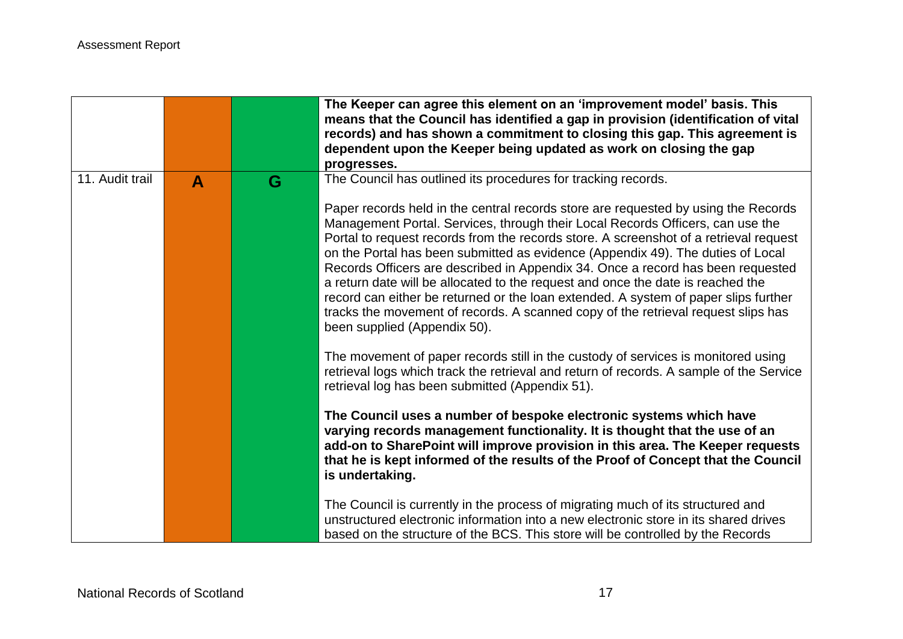| | | | |
|---|---|---|---|
| | | | **The Keeper can agree this element on an 'improvement model' basis. This means that the Council has identified a gap in provision (identification of vital records) and has shown a commitment to closing this gap. This agreement is dependent upon the Keeper being updated as work on closing the gap progresses.** |
| 11. Audit trail | **A** | **G** | The Council has outlined its procedures for tracking records.<br><br>Paper records held in the central records store are requested by using the Records Management Portal. Services, through their Local Records Officers, can use the Portal to request records from the records store. A screenshot of a retrieval request on the Portal has been submitted as evidence (Appendix 49). The duties of Local Records Officers are described in Appendix 34. Once a record has been requested a return date will be allocated to the request and once the date is reached the record can either be returned or the loan extended. A system of paper slips further tracks the movement of records. A scanned copy of the retrieval request slips has been supplied (Appendix 50).<br><br>The movement of paper records still in the custody of services is monitored using retrieval logs which track the retrieval and return of records. A sample of the Service retrieval log has been submitted (Appendix 51).<br><br>**The Council uses a number of bespoke electronic systems which have varying records management functionality. It is thought that the use of an add-on to SharePoint will improve provision in this area. The Keeper requests that he is kept informed of the results of the Proof of Concept that the Council is undertaking.**<br><br>The Council is currently in the process of migrating much of its structured and unstructured electronic information into a new electronic store in its shared drives based on the structure of the BCS. This store will be controlled by the Records |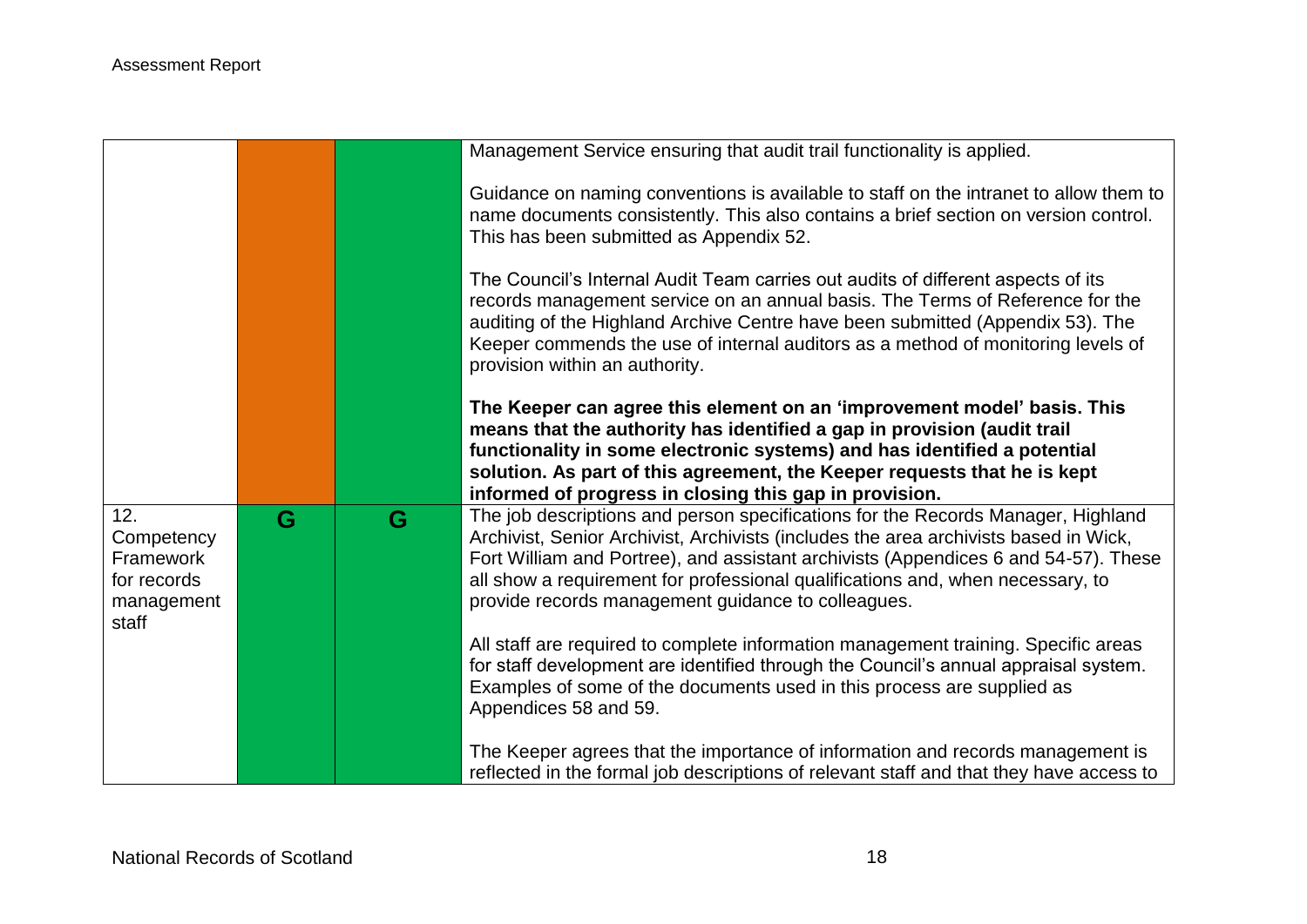| | | | |
|---|---|---|---|
| | | | Management Service ensuring that audit trail functionality is applied.<br><br>Guidance on naming conventions is available to staff on the intranet to allow them to name documents consistently. This also contains a brief section on version control. This has been submitted as Appendix 52.<br><br>The Council's Internal Audit Team carries out audits of different aspects of its records management service on an annual basis. The Terms of Reference for the auditing of the Highland Archive Centre have been submitted (Appendix 53). The Keeper commends the use of internal auditors as a method of monitoring levels of provision within an authority.<br><br>**The Keeper can agree this element on an 'improvement model' basis. This means that the authority has identified a gap in provision (audit trail functionality in some electronic systems) and has identified a potential solution. As part of this agreement, the Keeper requests that he is kept informed of progress in closing this gap in provision.** |
| 12. Competency Framework for records management staff | G | G | The job descriptions and person specifications for the Records Manager, Highland Archivist, Senior Archivist, Archivists (includes the area archivists based in Wick, Fort William and Portree), and assistant archivists (Appendices 6 and 54-57). These all show a requirement for professional qualifications and, when necessary, to provide records management guidance to colleagues.<br><br>All staff are required to complete information management training. Specific areas for staff development are identified through the Council's annual appraisal system. Examples of some of the documents used in this process are supplied as Appendices 58 and 59.<br><br>The Keeper agrees that the importance of information and records management is reflected in the formal job descriptions of relevant staff and that they have access to |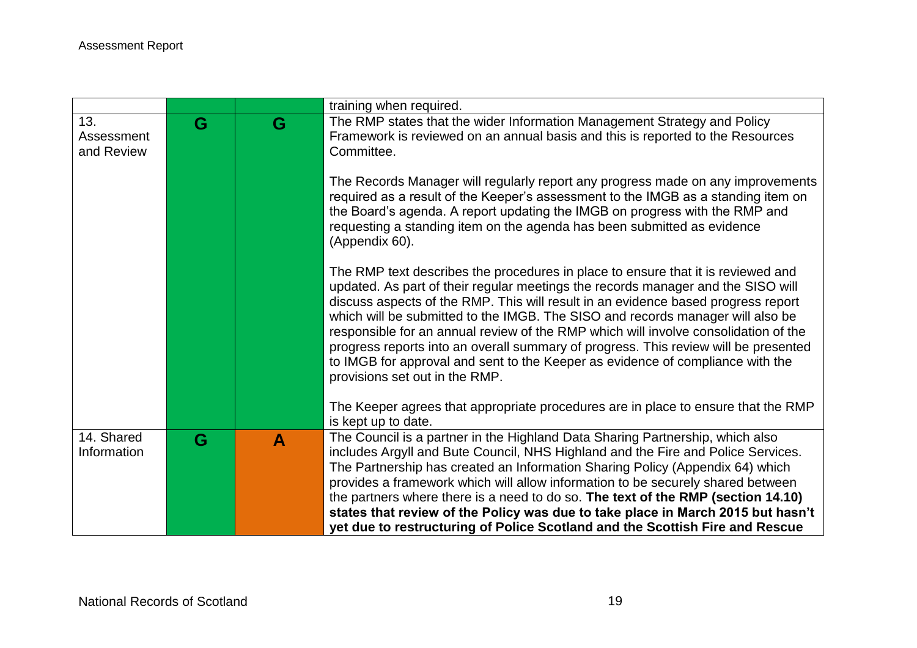| | | | |
|---|---|---|---|
| | | | training when required. |
| 13. Assessment and Review | G | G | The RMP states that the wider Information Management Strategy and Policy Framework is reviewed on an annual basis and this is reported to the Resources Committee.<br><br>The Records Manager will regularly report any progress made on any improvements required as a result of the Keeper's assessment to the IMGB as a standing item on the Board's agenda. A report updating the IMGB on progress with the RMP and requesting a standing item on the agenda has been submitted as evidence (Appendix 60).<br><br>The RMP text describes the procedures in place to ensure that it is reviewed and updated. As part of their regular meetings the records manager and the SISO will discuss aspects of the RMP. This will result in an evidence based progress report which will be submitted to the IMGB. The SISO and records manager will also be responsible for an annual review of the RMP which will involve consolidation of the progress reports into an overall summary of progress. This review will be presented to IMGB for approval and sent to the Keeper as evidence of compliance with the provisions set out in the RMP.<br><br>The Keeper agrees that appropriate procedures are in place to ensure that the RMP is kept up to date. |
| 14. Shared Information | G | A | The Council is a partner in the Highland Data Sharing Partnership, which also includes Argyll and Bute Council, NHS Highland and the Fire and Police Services. The Partnership has created an Information Sharing Policy (Appendix 64) which provides a framework which will allow information to be securely shared between the partners where there is a need to do so. **The text of the RMP (section 14.10) states that review of the Policy was due to take place in March 2015 but hasn't yet due to restructuring of Police Scotland and the Scottish Fire and Rescue** |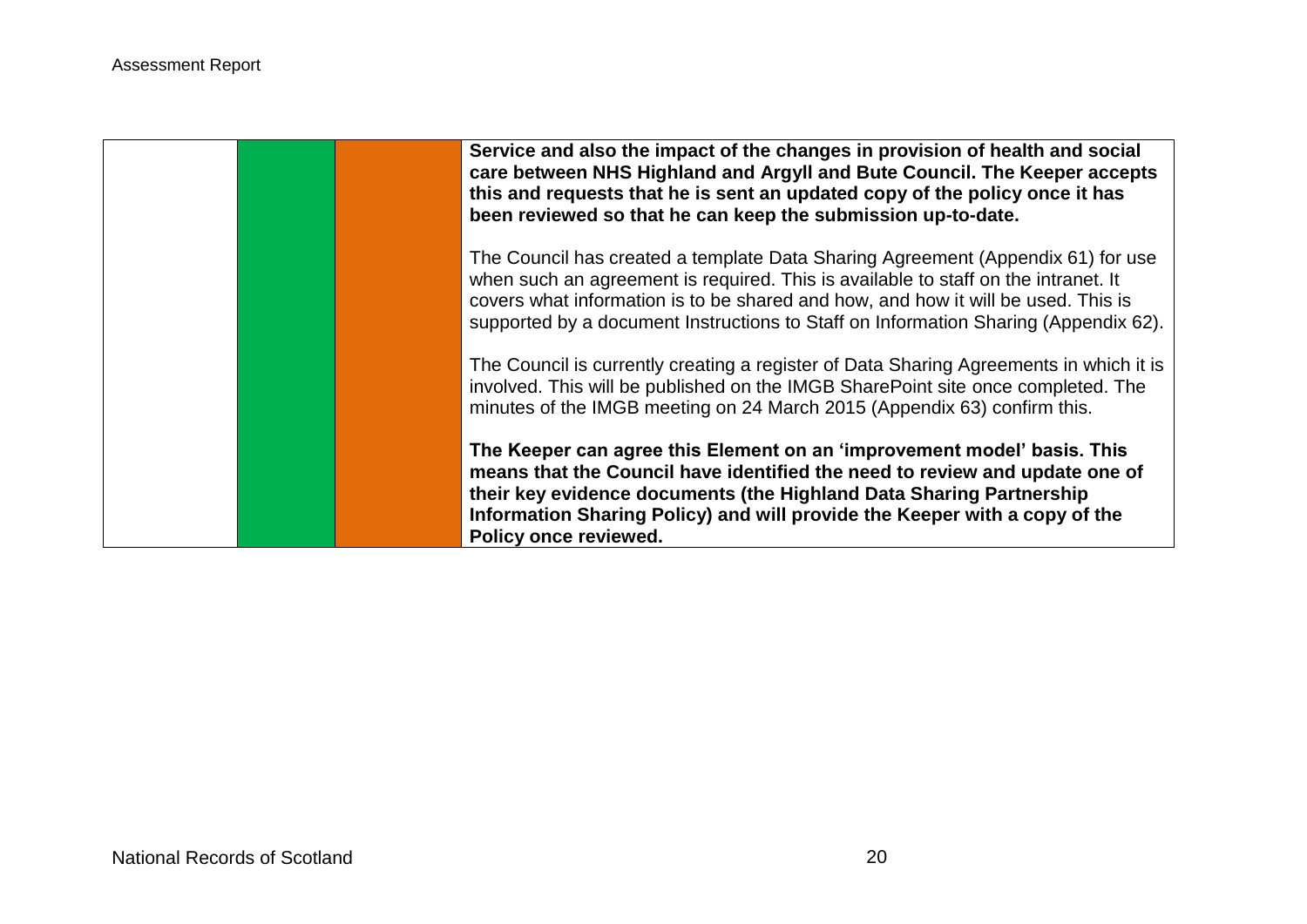| | | | |
|---|---|---|---|
| | | | **Service and also the impact of the changes in provision of health and social care between NHS Highland and Argyll and Bute Council. The Keeper accepts this and requests that he is sent an updated copy of the policy once it has been reviewed so that he can keep the submission up-to-date.**<br><br>The Council has created a template Data Sharing Agreement (Appendix 61) for use when such an agreement is required. This is available to staff on the intranet. It covers what information is to be shared and how, and how it will be used. This is supported by a document Instructions to Staff on Information Sharing (Appendix 62).<br><br>The Council is currently creating a register of Data Sharing Agreements in which it is involved. This will be published on the IMGB SharePoint site once completed. The minutes of the IMGB meeting on 24 March 2015 (Appendix 63) confirm this.<br><br>**The Keeper can agree this Element on an 'improvement model' basis. This means that the Council have identified the need to review and update one of their key evidence documents (the Highland Data Sharing Partnership Information Sharing Policy) and will provide the Keeper with a copy of the Policy once reviewed.** |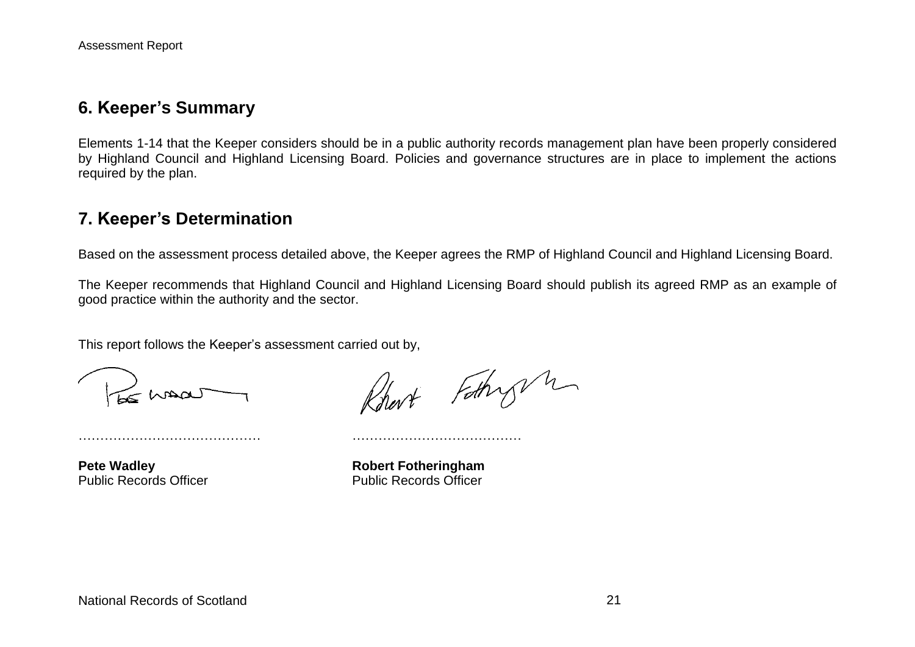## 6. Keeper's Summary

Elements 1-14 that the Keeper considers should be in a public authority records management plan have been properly considered by Highland Council and Highland Licensing Board. Policies and governance structures are in place to implement the actions required by the plan.

## 7. Keeper's Determination

Based on the assessment process detailed above, the Keeper agrees the RMP of Highland Council and Highland Licensing Board.

The Keeper recommends that Highland Council and Highland Licensing Board should publish its agreed RMP as an example of good practice within the authority and the sector.

This report follows the Keeper's assessment carried out by,

| ………………………………… | ………………………………… |
|---|---|
| **Pete Wadley** | **Robert Fotheringham** |
| Public Records Officer | Public Records Officer |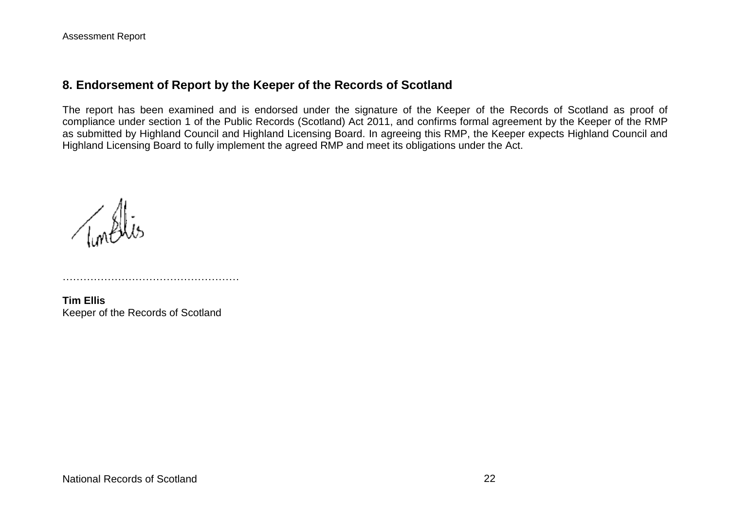## 8. Endorsement of Report by the Keeper of the Records of Scotland

The report has been examined and is endorsed under the signature of the Keeper of the Records of Scotland as proof of compliance under section 1 of the Public Records (Scotland) Act 2011, and confirms formal agreement by the Keeper of the RMP as submitted by Highland Council and Highland Licensing Board. In agreeing this RMP, the Keeper expects Highland Council and Highland Licensing Board to fully implement the agreed RMP and meet its obligations under the Act.

……………………………………………

**Tim Ellis**
Keeper of the Records of Scotland